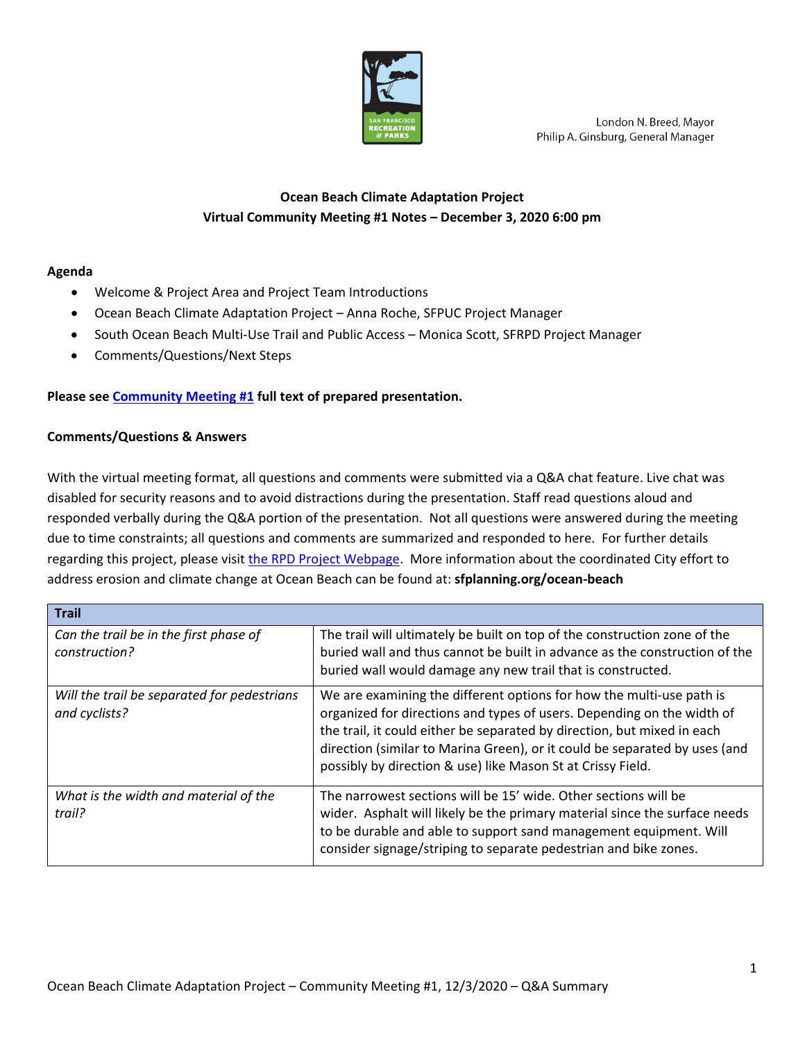London N. Breed, Mayor
Philip A. Ginsburg, General Manager

# Ocean Beach Climate Adaptation Project
## Virtual Community Meeting #1 Notes – December 3, 2020 6:00 pm

**Agenda**

- Welcome & Project Area and Project Team Introductions
- Ocean Beach Climate Adaptation Project – Anna Roche, SFPUC Project Manager
- South Ocean Beach Multi-Use Trail and Public Access – Monica Scott, SFRPD Project Manager
- Comments/Questions/Next Steps

**Please see Community Meeting #1 full text of prepared presentation.**

**Comments/Questions & Answers**

With the virtual meeting format, all questions and comments were submitted via a Q&A chat feature. Live chat was disabled for security reasons and to avoid distractions during the presentation. Staff read questions aloud and responded verbally during the Q&A portion of the presentation. Not all questions were answered during the meeting due to time constraints; all questions and comments are summarized and responded to here. For further details regarding this project, please visit the RPD Project Webpage. More information about the coordinated City effort to address erosion and climate change at Ocean Beach can be found at: **sfplanning.org/ocean-beach**

| **Trail** | |
|---|---|
| *Can the trail be in the first phase of construction?* | The trail will ultimately be built on top of the construction zone of the buried wall and thus cannot be built in advance as the construction of the buried wall would damage any new trail that is constructed. |
| *Will the trail be separated for pedestrians and cyclists?* | We are examining the different options for how the multi-use path is organized for directions and types of users. Depending on the width of the trail, it could either be separated by direction, but mixed in each direction (similar to Marina Green), or it could be separated by uses (and possibly by direction & use) like Mason St at Crissy Field. |
| *What is the width and material of the trail?* | The narrowest sections will be 15' wide. Other sections will be wider. Asphalt will likely be the primary material since the surface needs to be durable and able to support sand management equipment. Will consider signage/striping to separate pedestrian and bike zones. |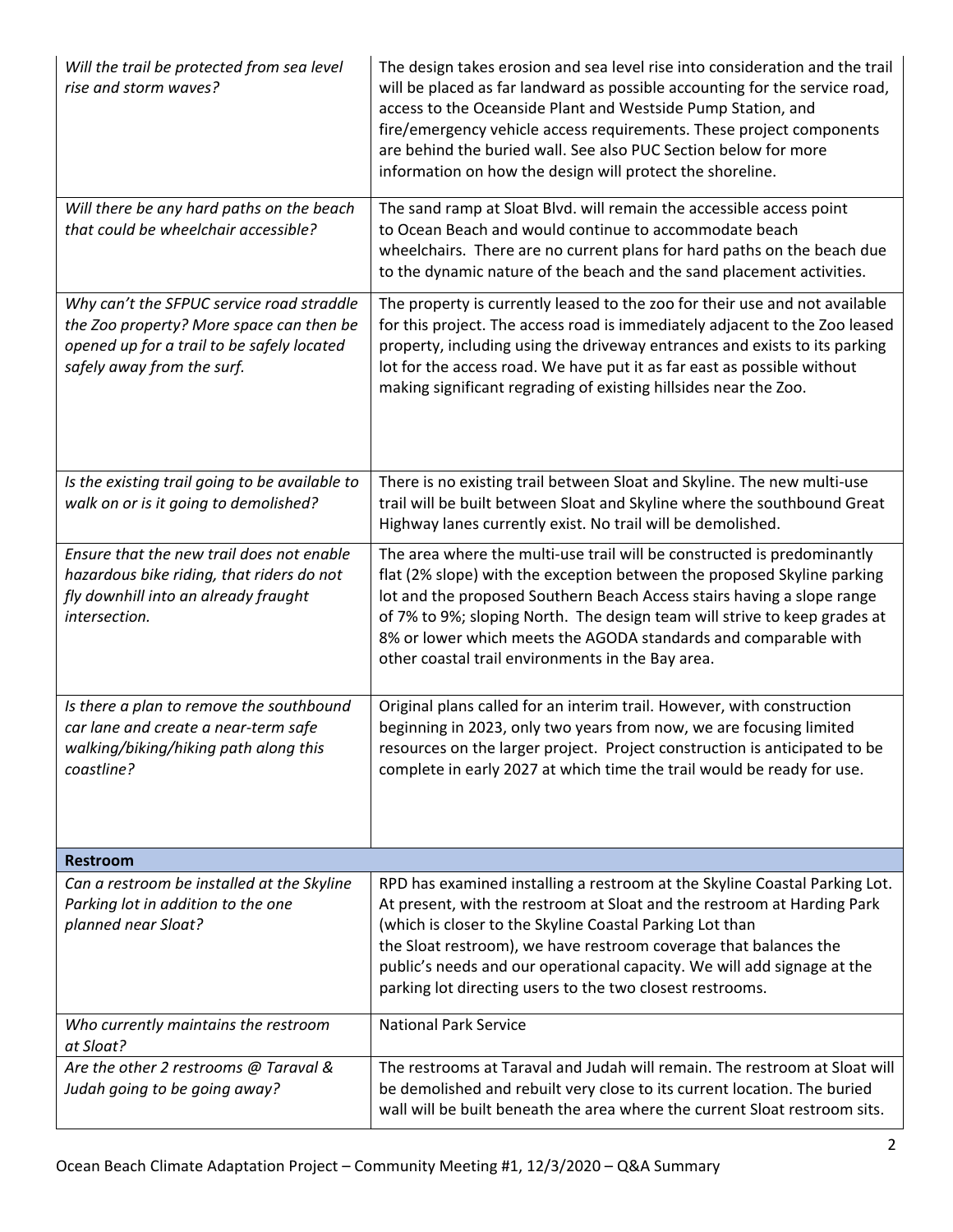| | |
|---|---|
| *Will the trail be protected from sea level rise and storm waves?* | The design takes erosion and sea level rise into consideration and the trail will be placed as far landward as possible accounting for the service road, access to the Oceanside Plant and Westside Pump Station, and fire/emergency vehicle access requirements. These project components are behind the buried wall. See also PUC Section below for more information on how the design will protect the shoreline. |
| *Will there be any hard paths on the beach that could be wheelchair accessible?* | The sand ramp at Sloat Blvd. will remain the accessible access point to Ocean Beach and would continue to accommodate beach wheelchairs. There are no current plans for hard paths on the beach due to the dynamic nature of the beach and the sand placement activities. |
| *Why can't the SFPUC service road straddle the Zoo property? More space can then be opened up for a trail to be safely located safely away from the surf.* | The property is currently leased to the zoo for their use and not available for this project. The access road is immediately adjacent to the Zoo leased property, including using the driveway entrances and exists to its parking lot for the access road. We have put it as far east as possible without making significant regrading of existing hillsides near the Zoo. |
| *Is the existing trail going to be available to walk on or is it going to demolished?* | There is no existing trail between Sloat and Skyline. The new multi-use trail will be built between Sloat and Skyline where the southbound Great Highway lanes currently exist. No trail will be demolished. |
| *Ensure that the new trail does not enable hazardous bike riding, that riders do not fly downhill into an already fraught intersection.* | The area where the multi-use trail will be constructed is predominantly flat (2% slope) with the exception between the proposed Skyline parking lot and the proposed Southern Beach Access stairs having a slope range of 7% to 9%; sloping North. The design team will strive to keep grades at 8% or lower which meets the AGODA standards and comparable with other coastal trail environments in the Bay area. |
| *Is there a plan to remove the southbound car lane and create a near-term safe walking/biking/hiking path along this coastline?* | Original plans called for an interim trail. However, with construction beginning in 2023, only two years from now, we are focusing limited resources on the larger project. Project construction is anticipated to be complete in early 2027 at which time the trail would be ready for use. |
| **Restroom** | |
| *Can a restroom be installed at the Skyline Parking lot in addition to the one planned near Sloat?* | RPD has examined installing a restroom at the Skyline Coastal Parking Lot. At present, with the restroom at Sloat and the restroom at Harding Park (which is closer to the Skyline Coastal Parking Lot than the Sloat restroom), we have restroom coverage that balances the public's needs and our operational capacity. We will add signage at the parking lot directing users to the two closest restrooms. |
| *Who currently maintains the restroom at Sloat?* | National Park Service |
| *Are the other 2 restrooms @ Taraval & Judah going to be going away?* | The restrooms at Taraval and Judah will remain. The restroom at Sloat will be demolished and rebuilt very close to its current location. The buried wall will be built beneath the area where the current Sloat restroom sits. |

Ocean Beach Climate Adaptation Project – Community Meeting #1, 12/3/2020 – Q&A Summary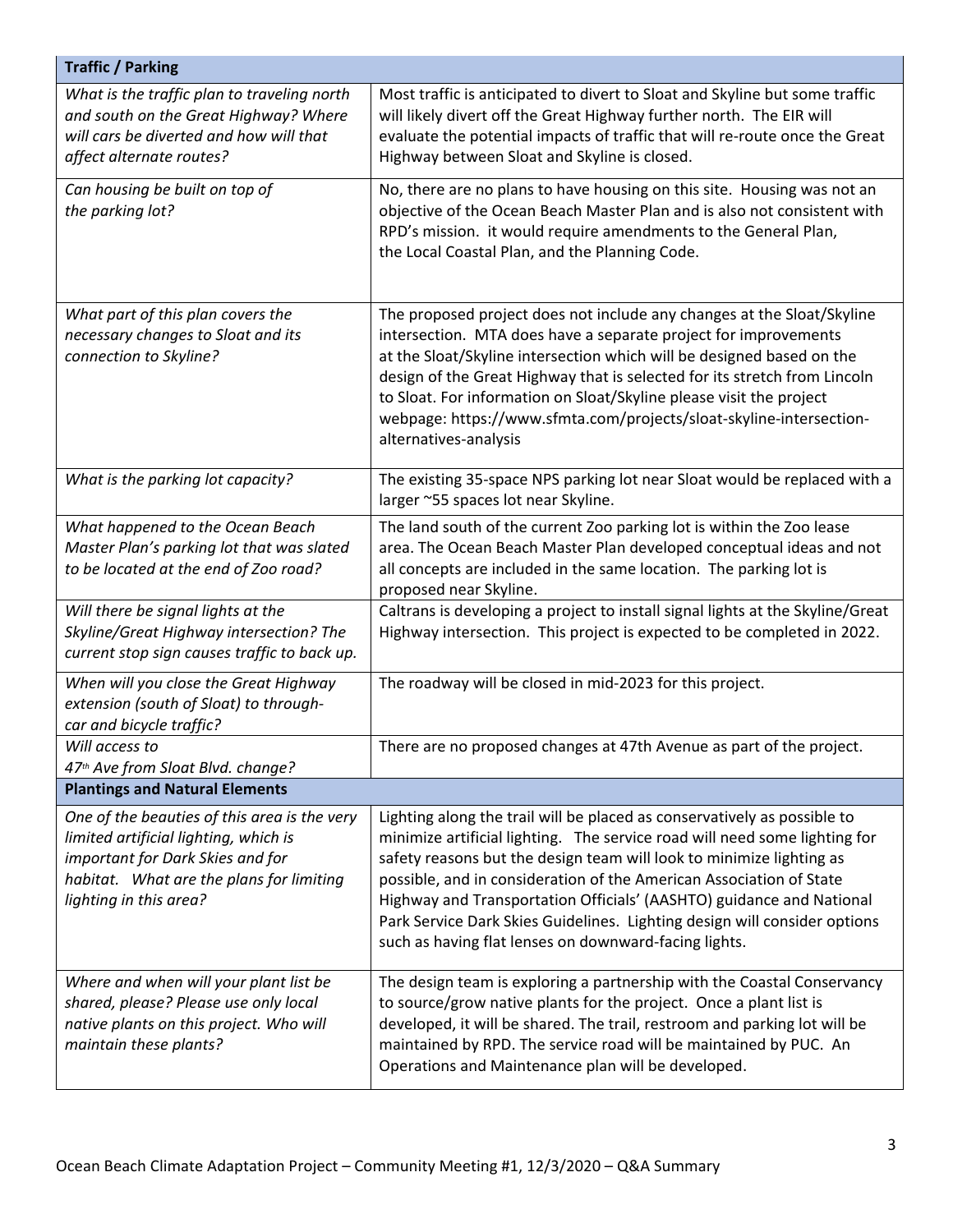| Traffic / Parking | |
|---|---|
| *What is the traffic plan to traveling north and south on the Great Highway? Where will cars be diverted and how will that affect alternate routes?* | Most traffic is anticipated to divert to Sloat and Skyline but some traffic will likely divert off the Great Highway further north. The EIR will evaluate the potential impacts of traffic that will re-route once the Great Highway between Sloat and Skyline is closed. |
| *Can housing be built on top of the parking lot?* | No, there are no plans to have housing on this site. Housing was not an objective of the Ocean Beach Master Plan and is also not consistent with RPD's mission. it would require amendments to the General Plan, the Local Coastal Plan, and the Planning Code. |
| *What part of this plan covers the necessary changes to Sloat and its connection to Skyline?* | The proposed project does not include any changes at the Sloat/Skyline intersection. MTA does have a separate project for improvements at the Sloat/Skyline intersection which will be designed based on the design of the Great Highway that is selected for its stretch from Lincoln to Sloat. For information on Sloat/Skyline please visit the project webpage: https://www.sfmta.com/projects/sloat-skyline-intersection-alternatives-analysis |
| *What is the parking lot capacity?* | The existing 35-space NPS parking lot near Sloat would be replaced with a larger ~55 spaces lot near Skyline. |
| *What happened to the Ocean Beach Master Plan's parking lot that was slated to be located at the end of Zoo road?* | The land south of the current Zoo parking lot is within the Zoo lease area. The Ocean Beach Master Plan developed conceptual ideas and not all concepts are included in the same location. The parking lot is proposed near Skyline. |
| *Will there be signal lights at the Skyline/Great Highway intersection? The current stop sign causes traffic to back up.* | Caltrans is developing a project to install signal lights at the Skyline/Great Highway intersection. This project is expected to be completed in 2022. |
| *When will you close the Great Highway extension (south of Sloat) to through-car and bicycle traffic?* | The roadway will be closed in mid-2023 for this project. |
| *Will access to 47th Ave from Sloat Blvd. change?* | There are no proposed changes at 47th Avenue as part of the project. |
| **Plantings and Natural Elements** | |
| *One of the beauties of this area is the very limited artificial lighting, which is important for Dark Skies and for habitat. What are the plans for limiting lighting in this area?* | Lighting along the trail will be placed as conservatively as possible to minimize artificial lighting. The service road will need some lighting for safety reasons but the design team will look to minimize lighting as possible, and in consideration of the American Association of State Highway and Transportation Officials' (AASHTO) guidance and National Park Service Dark Skies Guidelines. Lighting design will consider options such as having flat lenses on downward-facing lights. |
| *Where and when will your plant list be shared, please? Please use only local native plants on this project. Who will maintain these plants?* | The design team is exploring a partnership with the Coastal Conservancy to source/grow native plants for the project. Once a plant list is developed, it will be shared. The trail, restroom and parking lot will be maintained by RPD. The service road will be maintained by PUC. An Operations and Maintenance plan will be developed. |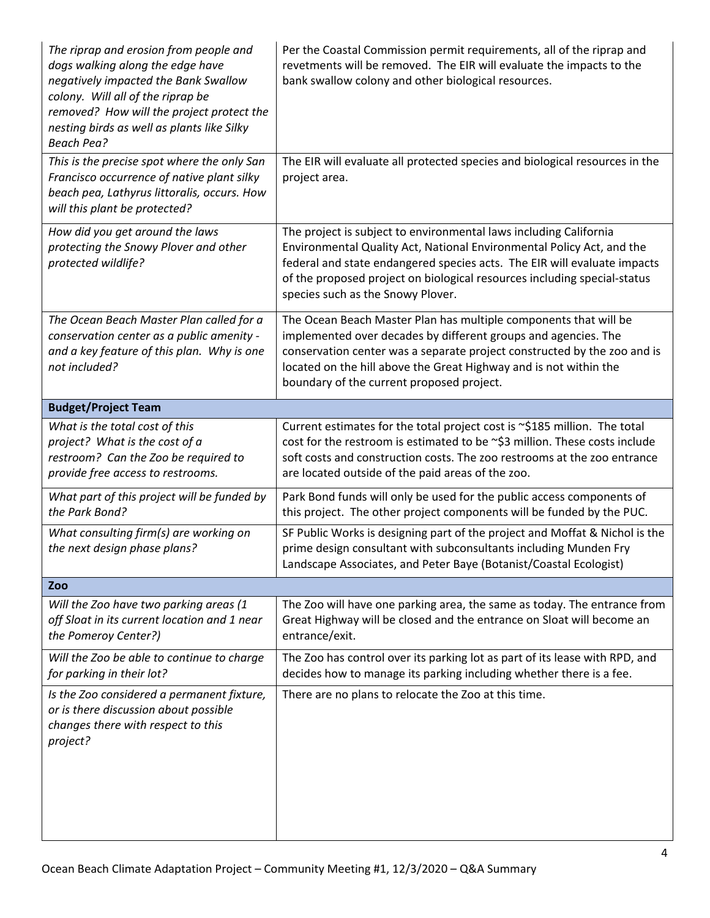| | |
|---|---|
| *The riprap and erosion from people and dogs walking along the edge have negatively impacted the Bank Swallow colony. Will all of the riprap be removed? How will the project protect the nesting birds as well as plants like Silky Beach Pea?* | Per the Coastal Commission permit requirements, all of the riprap and revetments will be removed. The EIR will evaluate the impacts to the bank swallow colony and other biological resources. |
| *This is the precise spot where the only San Francisco occurrence of native plant silky beach pea, Lathyrus littoralis, occurs. How will this plant be protected?* | The EIR will evaluate all protected species and biological resources in the project area. |
| *How did you get around the laws protecting the Snowy Plover and other protected wildlife?* | The project is subject to environmental laws including California Environmental Quality Act, National Environmental Policy Act, and the federal and state endangered species acts. The EIR will evaluate impacts of the proposed project on biological resources including special-status species such as the Snowy Plover. |
| *The Ocean Beach Master Plan called for a conservation center as a public amenity - and a key feature of this plan. Why is one not included?* | The Ocean Beach Master Plan has multiple components that will be implemented over decades by different groups and agencies. The conservation center was a separate project constructed by the zoo and is located on the hill above the Great Highway and is not within the boundary of the current proposed project. |
| **Budget/Project Team** | |
| *What is the total cost of this project? What is the cost of a restroom? Can the Zoo be required to provide free access to restrooms.* | Current estimates for the total project cost is ~$185 million. The total cost for the restroom is estimated to be ~$3 million. These costs include soft costs and construction costs. The zoo restrooms at the zoo entrance are located outside of the paid areas of the zoo. |
| *What part of this project will be funded by the Park Bond?* | Park Bond funds will only be used for the public access components of this project. The other project components will be funded by the PUC. |
| *What consulting firm(s) are working on the next design phase plans?* | SF Public Works is designing part of the project and Moffat & Nichol is the prime design consultant with subconsultants including Munden Fry Landscape Associates, and Peter Baye (Botanist/Coastal Ecologist) |
| **Zoo** | |
| *Will the Zoo have two parking areas (1 off Sloat in its current location and 1 near the Pomeroy Center?)* | The Zoo will have one parking area, the same as today. The entrance from Great Highway will be closed and the entrance on Sloat will become an entrance/exit. |
| *Will the Zoo be able to continue to charge for parking in their lot?* | The Zoo has control over its parking lot as part of its lease with RPD, and decides how to manage its parking including whether there is a fee. |
| *Is the Zoo considered a permanent fixture, or is there discussion about possible changes there with respect to this project?* | There are no plans to relocate the Zoo at this time. |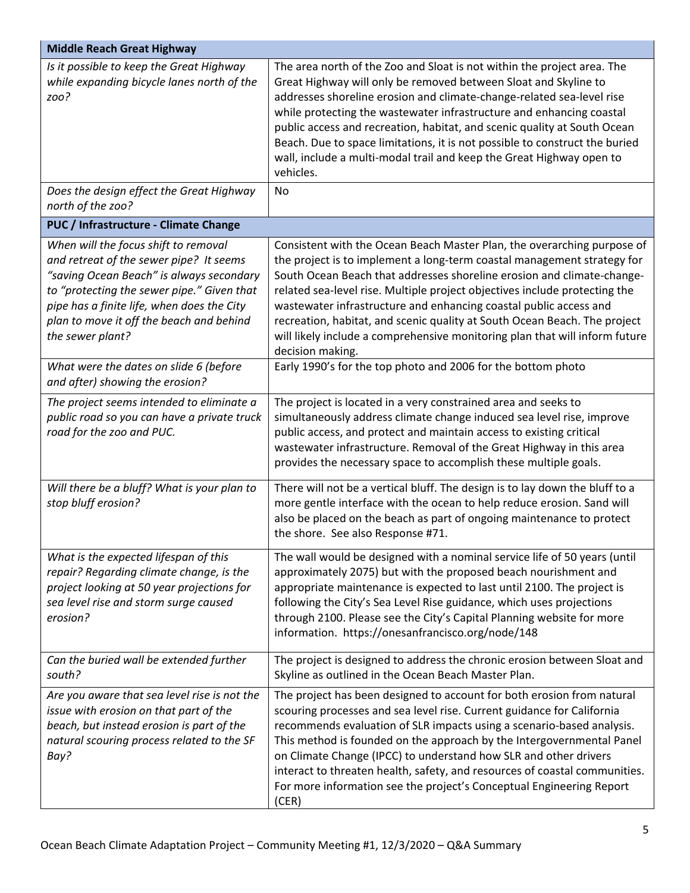| **Middle Reach Great Highway** | |
|---|---|
| *Is it possible to keep the Great Highway while expanding bicycle lanes north of the zoo?* | The area north of the Zoo and Sloat is not within the project area. The Great Highway will only be removed between Sloat and Skyline to addresses shoreline erosion and climate-change-related sea-level rise while protecting the wastewater infrastructure and enhancing coastal public access and recreation, habitat, and scenic quality at South Ocean Beach. Due to space limitations, it is not possible to construct the buried wall, include a multi-modal trail and keep the Great Highway open to vehicles. |
| *Does the design effect the Great Highway north of the zoo?* | No |
| **PUC / Infrastructure - Climate Change** | |
| *When will the focus shift to removal and retreat of the sewer pipe? It seems "saving Ocean Beach" is always secondary to "protecting the sewer pipe." Given that pipe has a finite life, when does the City plan to move it off the beach and behind the sewer plant?* | Consistent with the Ocean Beach Master Plan, the overarching purpose of the project is to implement a long-term coastal management strategy for South Ocean Beach that addresses shoreline erosion and climate-change-related sea-level rise. Multiple project objectives include protecting the wastewater infrastructure and enhancing coastal public access and recreation, habitat, and scenic quality at South Ocean Beach. The project will likely include a comprehensive monitoring plan that will inform future decision making. |
| *What were the dates on slide 6 (before and after) showing the erosion?* | Early 1990's for the top photo and 2006 for the bottom photo |
| *The project seems intended to eliminate a public road so you can have a private truck road for the zoo and PUC.* | The project is located in a very constrained area and seeks to simultaneously address climate change induced sea level rise, improve public access, and protect and maintain access to existing critical wastewater infrastructure. Removal of the Great Highway in this area provides the necessary space to accomplish these multiple goals. |
| *Will there be a bluff? What is your plan to stop bluff erosion?* | There will not be a vertical bluff. The design is to lay down the bluff to a more gentle interface with the ocean to help reduce erosion. Sand will also be placed on the beach as part of ongoing maintenance to protect the shore. See also Response #71. |
| *What is the expected lifespan of this repair? Regarding climate change, is the project looking at 50 year projections for sea level rise and storm surge caused erosion?* | The wall would be designed with a nominal service life of 50 years (until approximately 2075) but with the proposed beach nourishment and appropriate maintenance is expected to last until 2100. The project is following the City's Sea Level Rise guidance, which uses projections through 2100. Please see the City's Capital Planning website for more information. https://onesanfrancisco.org/node/148 |
| *Can the buried wall be extended further south?* | The project is designed to address the chronic erosion between Sloat and Skyline as outlined in the Ocean Beach Master Plan. |
| *Are you aware that sea level rise is not the issue with erosion on that part of the beach, but instead erosion is part of the natural scouring process related to the SF Bay?* | The project has been designed to account for both erosion from natural scouring processes and sea level rise. Current guidance for California recommends evaluation of SLR impacts using a scenario-based analysis. This method is founded on the approach by the Intergovernmental Panel on Climate Change (IPCC) to understand how SLR and other drivers interact to threaten health, safety, and resources of coastal communities. For more information see the project's Conceptual Engineering Report (CER) |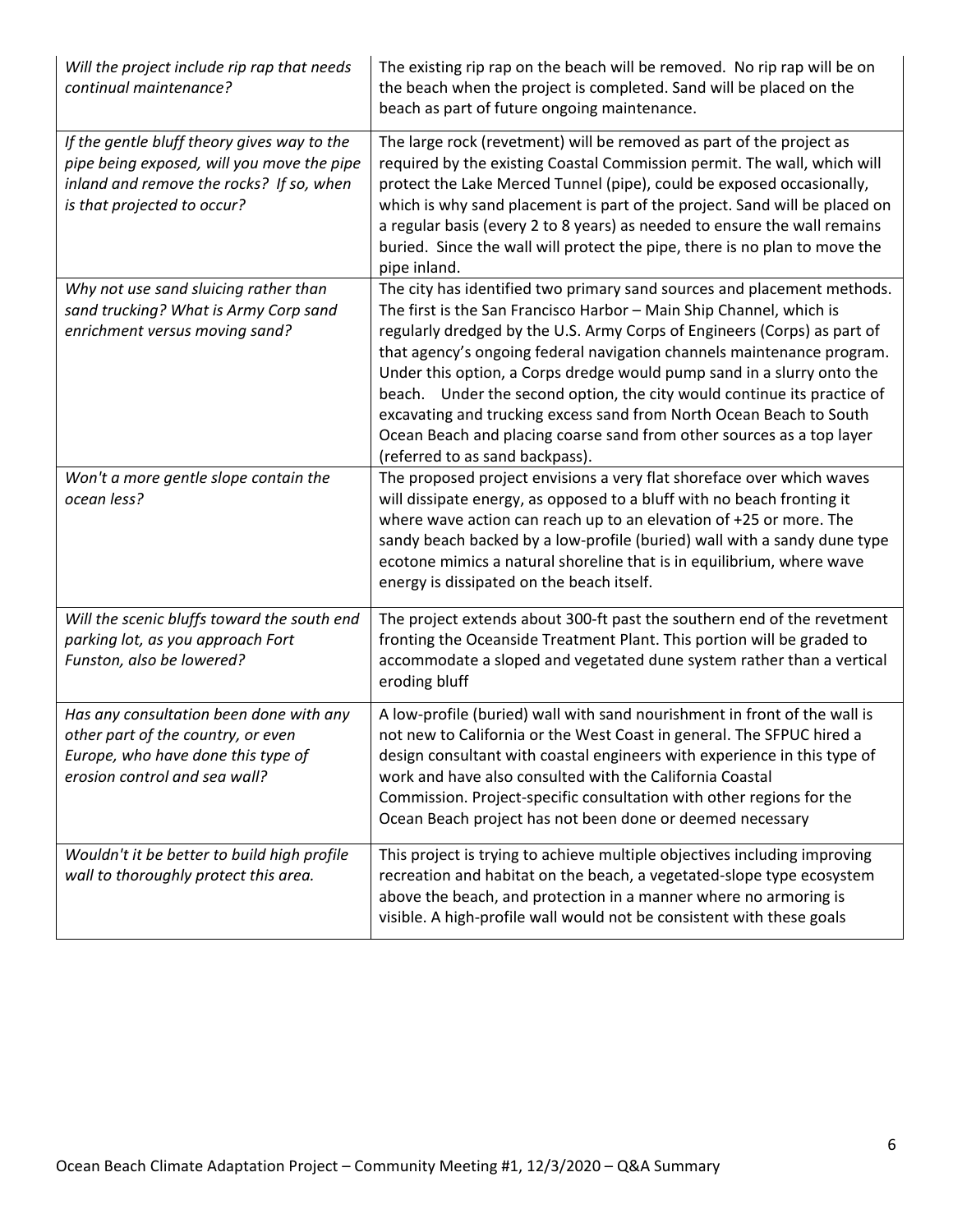| | |
|---|---|
| *Will the project include rip rap that needs continual maintenance?* | The existing rip rap on the beach will be removed. No rip rap will be on the beach when the project is completed. Sand will be placed on the beach as part of future ongoing maintenance. |
| *If the gentle bluff theory gives way to the pipe being exposed, will you move the pipe inland and remove the rocks? If so, when is that projected to occur?* | The large rock (revetment) will be removed as part of the project as required by the existing Coastal Commission permit. The wall, which will protect the Lake Merced Tunnel (pipe), could be exposed occasionally, which is why sand placement is part of the project. Sand will be placed on a regular basis (every 2 to 8 years) as needed to ensure the wall remains buried. Since the wall will protect the pipe, there is no plan to move the pipe inland. |
| *Why not use sand sluicing rather than sand trucking? What is Army Corp sand enrichment versus moving sand?* | The city has identified two primary sand sources and placement methods. The first is the San Francisco Harbor – Main Ship Channel, which is regularly dredged by the U.S. Army Corps of Engineers (Corps) as part of that agency's ongoing federal navigation channels maintenance program. Under this option, a Corps dredge would pump sand in a slurry onto the beach. Under the second option, the city would continue its practice of excavating and trucking excess sand from North Ocean Beach to South Ocean Beach and placing coarse sand from other sources as a top layer (referred to as sand backpass). |
| *Won't a more gentle slope contain the ocean less?* | The proposed project envisions a very flat shoreface over which waves will dissipate energy, as opposed to a bluff with no beach fronting it where wave action can reach up to an elevation of +25 or more. The sandy beach backed by a low-profile (buried) wall with a sandy dune type ecotone mimics a natural shoreline that is in equilibrium, where wave energy is dissipated on the beach itself. |
| *Will the scenic bluffs toward the south end parking lot, as you approach Fort Funston, also be lowered?* | The project extends about 300-ft past the southern end of the revetment fronting the Oceanside Treatment Plant. This portion will be graded to accommodate a sloped and vegetated dune system rather than a vertical eroding bluff |
| *Has any consultation been done with any other part of the country, or even Europe, who have done this type of erosion control and sea wall?* | A low-profile (buried) wall with sand nourishment in front of the wall is not new to California or the West Coast in general. The SFPUC hired a design consultant with coastal engineers with experience in this type of work and have also consulted with the California Coastal Commission. Project-specific consultation with other regions for the Ocean Beach project has not been done or deemed necessary |
| *Wouldn't it be better to build high profile wall to thoroughly protect this area.* | This project is trying to achieve multiple objectives including improving recreation and habitat on the beach, a vegetated-slope type ecosystem above the beach, and protection in a manner where no armoring is visible. A high-profile wall would not be consistent with these goals |